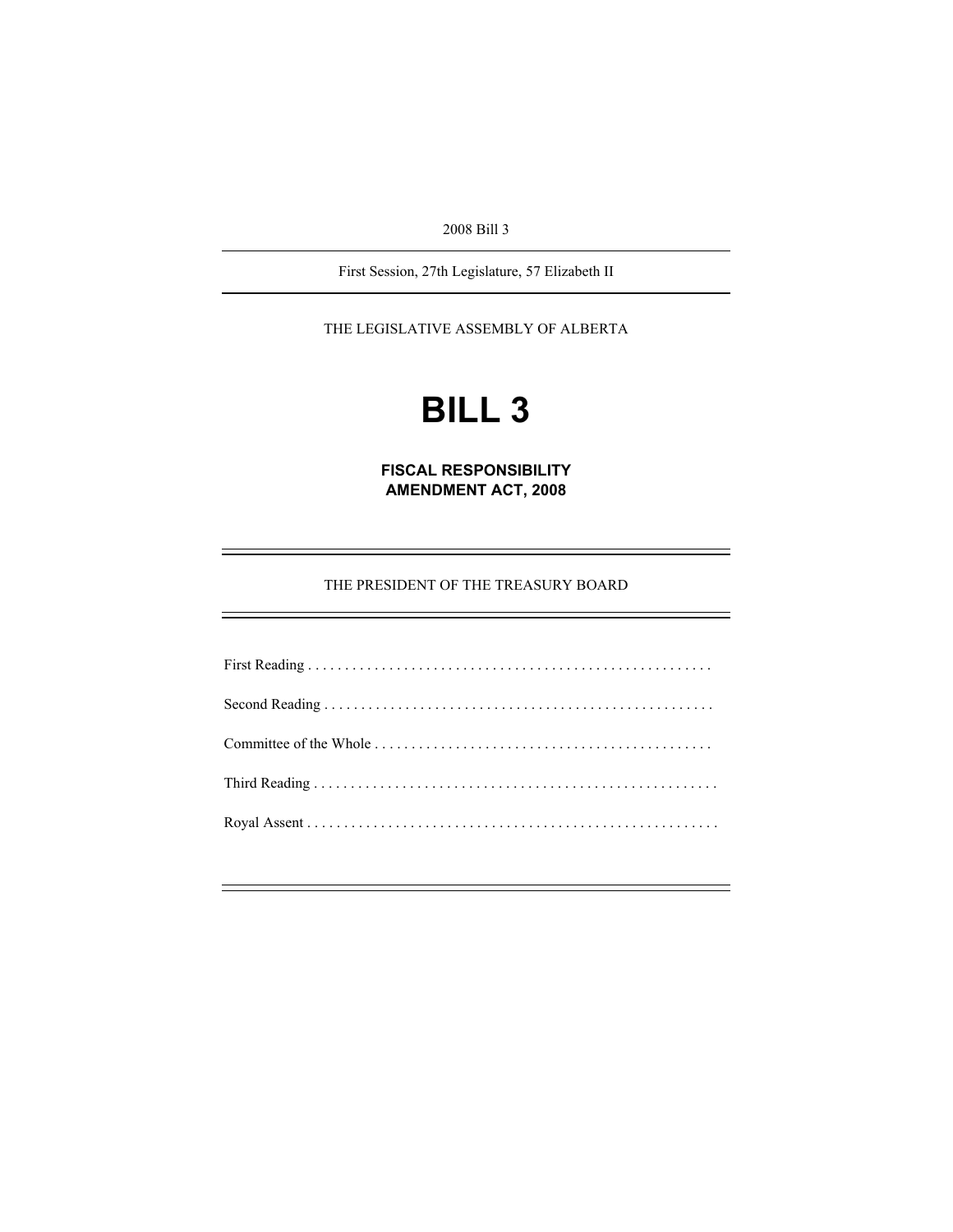2008 Bill 3

---

First Session, 27th Legislature, 57 Elizabeth II

---

THE LEGISLATIVE ASSEMBLY OF ALBERTA

# BILL 3

## FISCAL RESPONSIBILITY AMENDMENT ACT, 2008

---

THE PRESIDENT OF THE TREASURY BOARD

---

First Reading . . . . . . . . . . . . . . . . . . . . . . . . . . . . . . . . . . . . . . . . . . . . . . . . . . . . . . .

Second Reading . . . . . . . . . . . . . . . . . . . . . . . . . . . . . . . . . . . . . . . . . . . . . . . . . . . . .

Committee of the Whole . . . . . . . . . . . . . . . . . . . . . . . . . . . . . . . . . . . . . . . . . . . . . .

Third Reading . . . . . . . . . . . . . . . . . . . . . . . . . . . . . . . . . . . . . . . . . . . . . . . . . . . . . . .

Royal Assent . . . . . . . . . . . . . . . . . . . . . . . . . . . . . . . . . . . . . . . . . . . . . . . . . . . . . . . .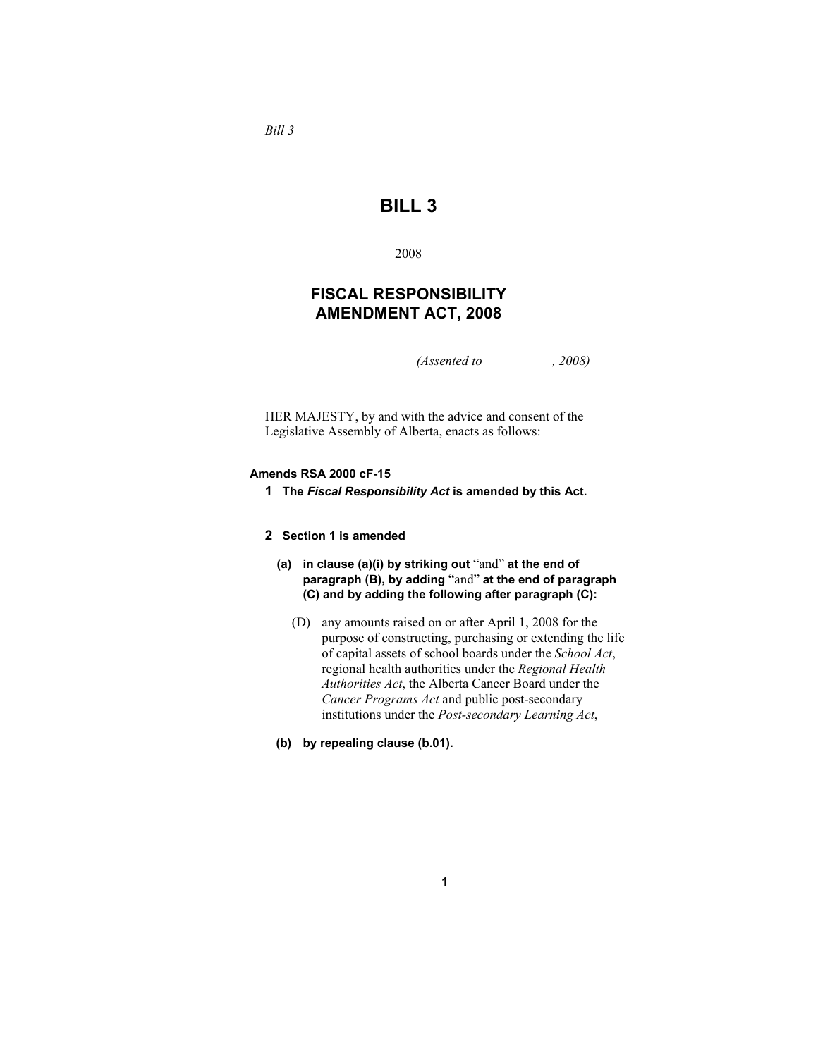*Bill 3*

# BILL 3

2008

## FISCAL RESPONSIBILITY AMENDMENT ACT, 2008

*(Assented to , 2008)*

HER MAJESTY, by and with the advice and consent of the Legislative Assembly of Alberta, enacts as follows:

**Amends RSA 2000 cF-15**

**1 The *Fiscal Responsibility Act* is amended by this Act.**

**2 Section 1 is amended**

**(a) in clause (a)(i) by striking out** "and" **at the end of paragraph (B), by adding** "and" **at the end of paragraph (C) and by adding the following after paragraph (C):**

(D) any amounts raised on or after April 1, 2008 for the purpose of constructing, purchasing or extending the life of capital assets of school boards under the *School Act*, regional health authorities under the *Regional Health Authorities Act*, the Alberta Cancer Board under the *Cancer Programs Act* and public post-secondary institutions under the *Post-secondary Learning Act*,

**(b) by repealing clause (b.01).**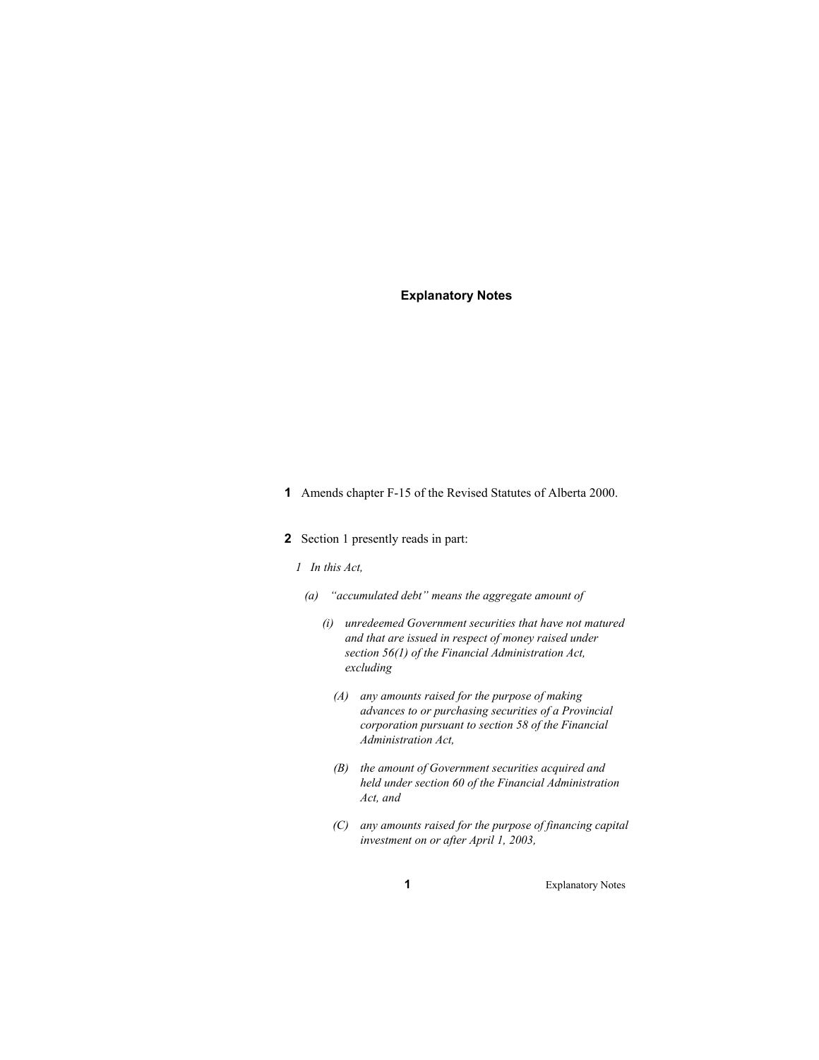## Explanatory Notes

**1** Amends chapter F-15 of the Revised Statutes of Alberta 2000.

**2** Section 1 presently reads in part:

*1 In this Act,*

*(a) "accumulated debt" means the aggregate amount of*

*(i) unredeemed Government securities that have not matured and that are issued in respect of money raised under section 56(1) of the Financial Administration Act, excluding*

*(A) any amounts raised for the purpose of making advances to or purchasing securities of a Provincial corporation pursuant to section 58 of the Financial Administration Act,*

*(B) the amount of Government securities acquired and held under section 60 of the Financial Administration Act, and*

*(C) any amounts raised for the purpose of financing capital investment on or after April 1, 2003,*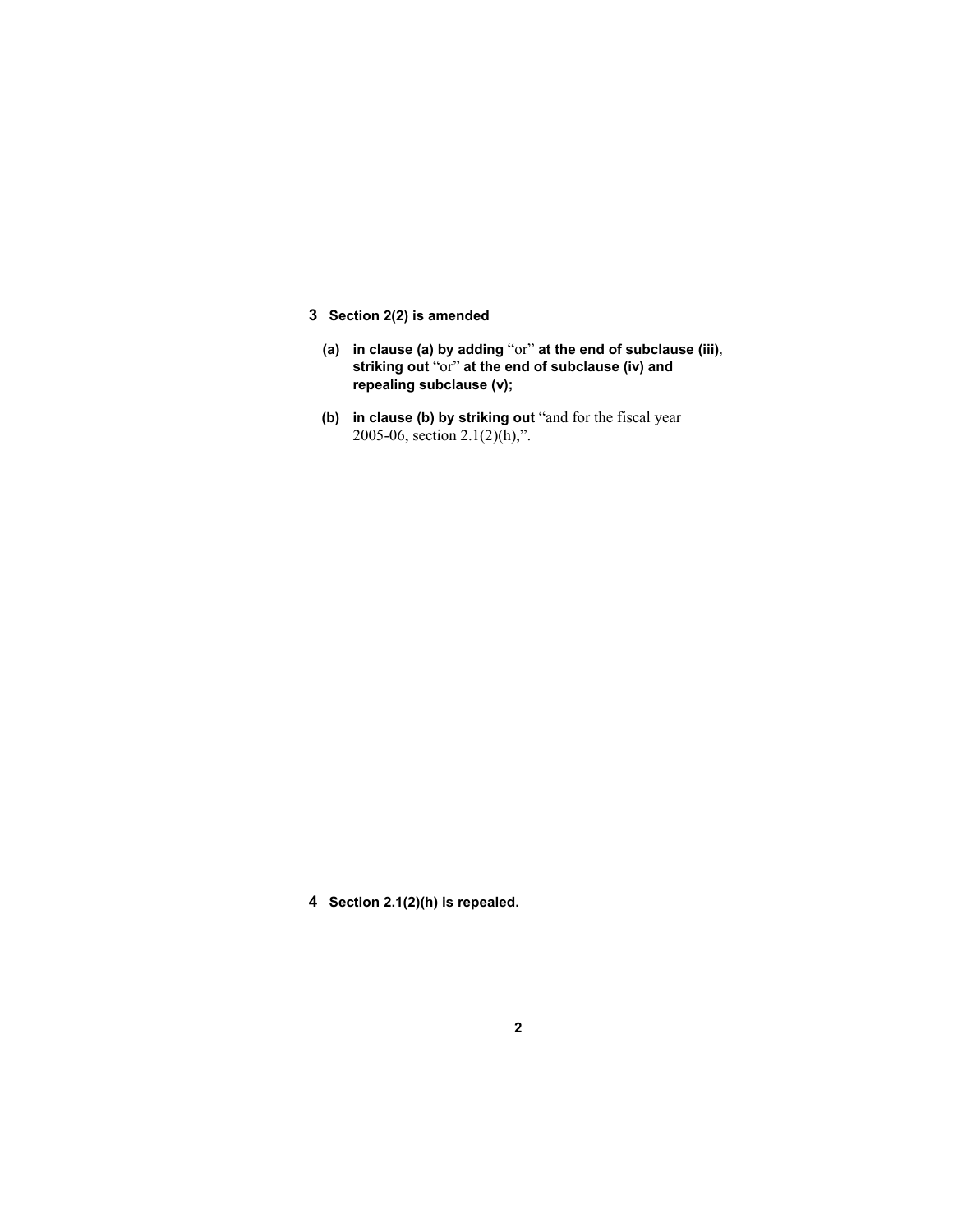**3 Section 2(2) is amended**

**(a) in clause (a) by adding** "or" **at the end of subclause (iii), striking out** "or" **at the end of subclause (iv) and repealing subclause (v);**

**(b) in clause (b) by striking out** "and for the fiscal year 2005-06, section 2.1(2)(h),".

**4 Section 2.1(2)(h) is repealed.**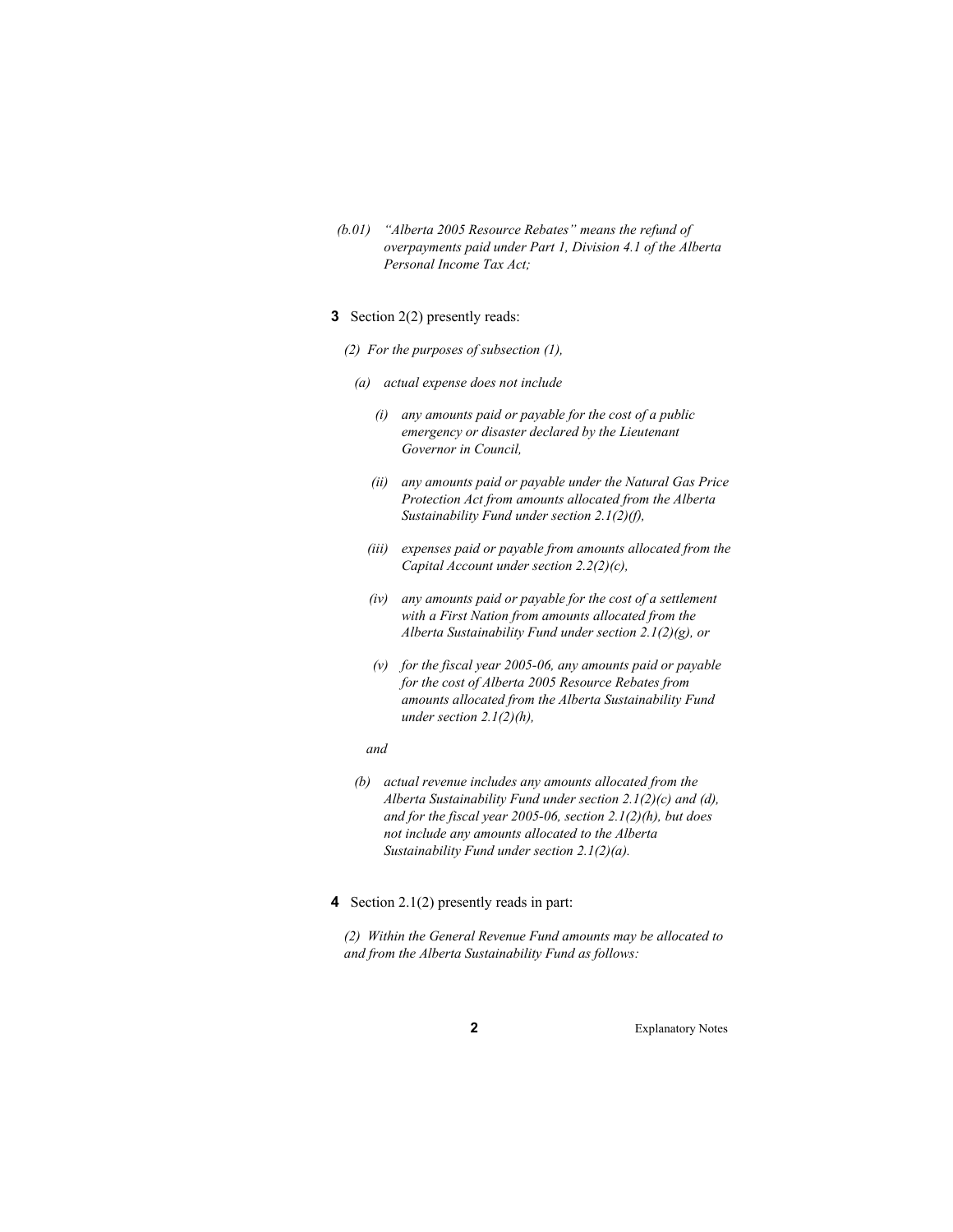*(b.01) "Alberta 2005 Resource Rebates" means the refund of overpayments paid under Part 1, Division 4.1 of the Alberta Personal Income Tax Act;*

**3** Section 2(2) presently reads:

*(2) For the purposes of subsection (1),*

*(a) actual expense does not include*

*(i) any amounts paid or payable for the cost of a public emergency or disaster declared by the Lieutenant Governor in Council,*

*(ii) any amounts paid or payable under the Natural Gas Price Protection Act from amounts allocated from the Alberta Sustainability Fund under section 2.1(2)(f),*

*(iii) expenses paid or payable from amounts allocated from the Capital Account under section 2.2(2)(c),*

*(iv) any amounts paid or payable for the cost of a settlement with a First Nation from amounts allocated from the Alberta Sustainability Fund under section 2.1(2)(g), or*

*(v) for the fiscal year 2005-06, any amounts paid or payable for the cost of Alberta 2005 Resource Rebates from amounts allocated from the Alberta Sustainability Fund under section 2.1(2)(h),*

*and*

*(b) actual revenue includes any amounts allocated from the Alberta Sustainability Fund under section 2.1(2)(c) and (d), and for the fiscal year 2005-06, section 2.1(2)(h), but does not include any amounts allocated to the Alberta Sustainability Fund under section 2.1(2)(a).*

**4** Section 2.1(2) presently reads in part:

*(2) Within the General Revenue Fund amounts may be allocated to and from the Alberta Sustainability Fund as follows:*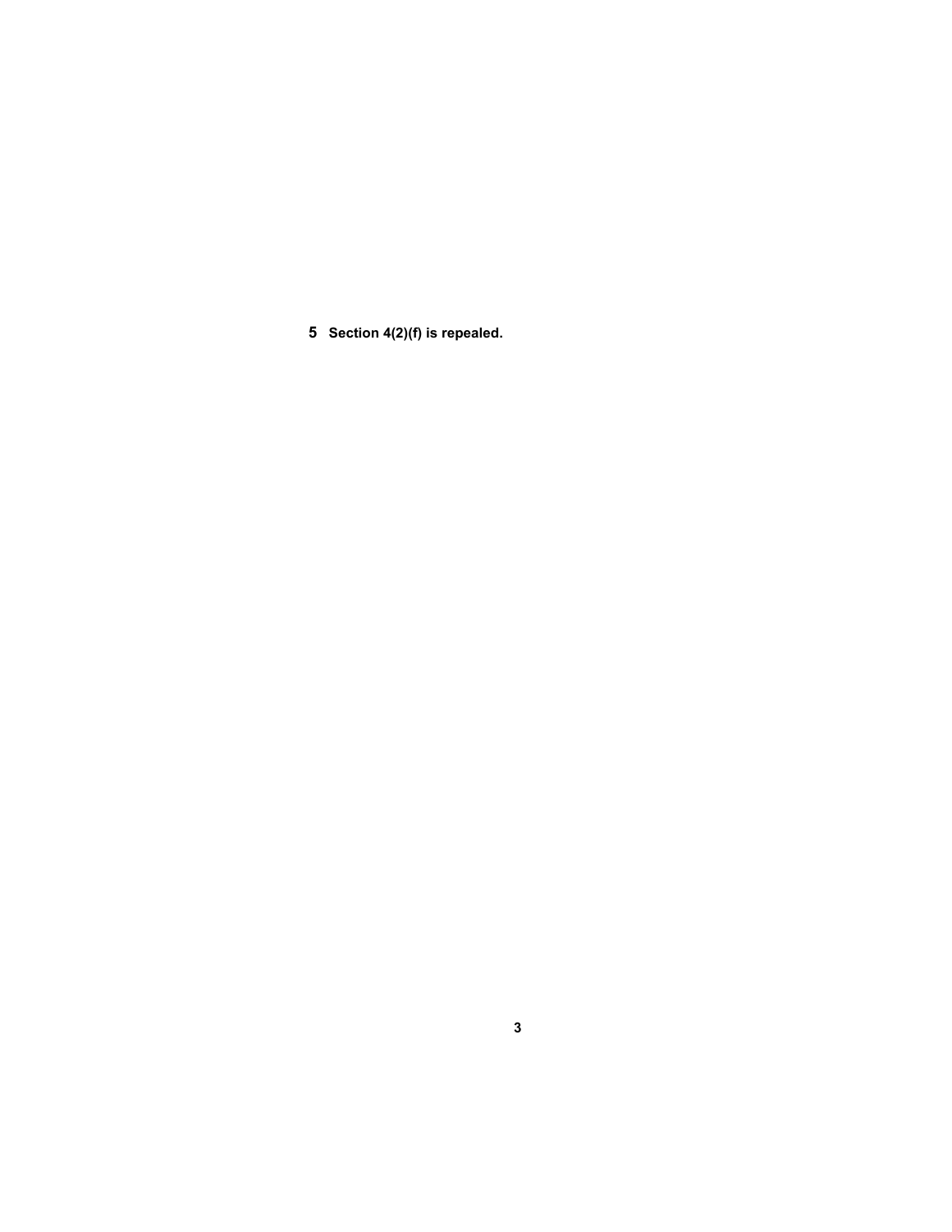**5 Section 4(2)(f) is repealed.**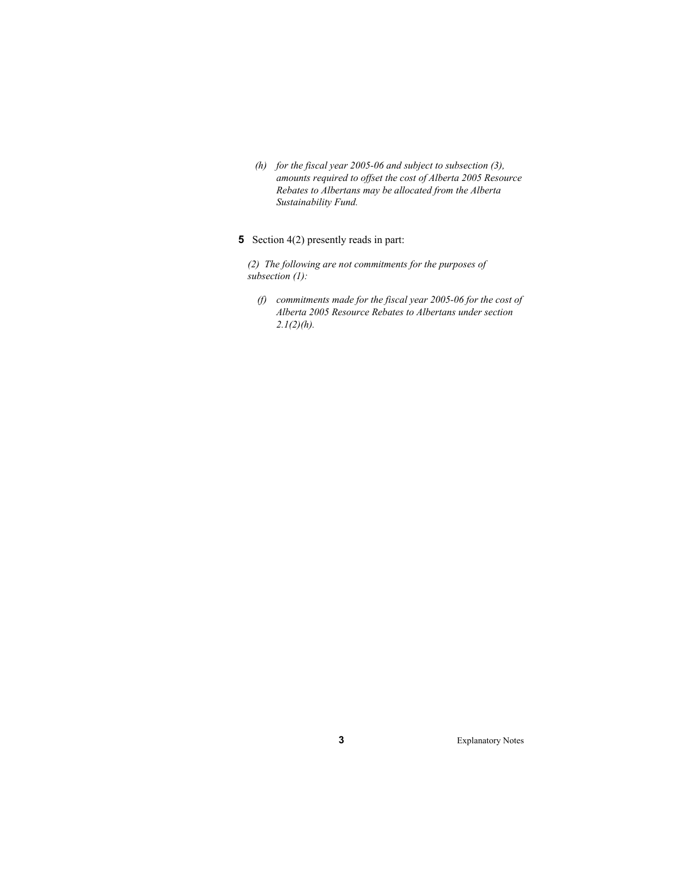*(h) for the fiscal year 2005-06 and subject to subsection (3), amounts required to offset the cost of Alberta 2005 Resource Rebates to Albertans may be allocated from the Alberta Sustainability Fund.*

**5** Section 4(2) presently reads in part:

*(2) The following are not commitments for the purposes of subsection (1):*

*(f) commitments made for the fiscal year 2005-06 for the cost of Alberta 2005 Resource Rebates to Albertans under section 2.1(2)(h).*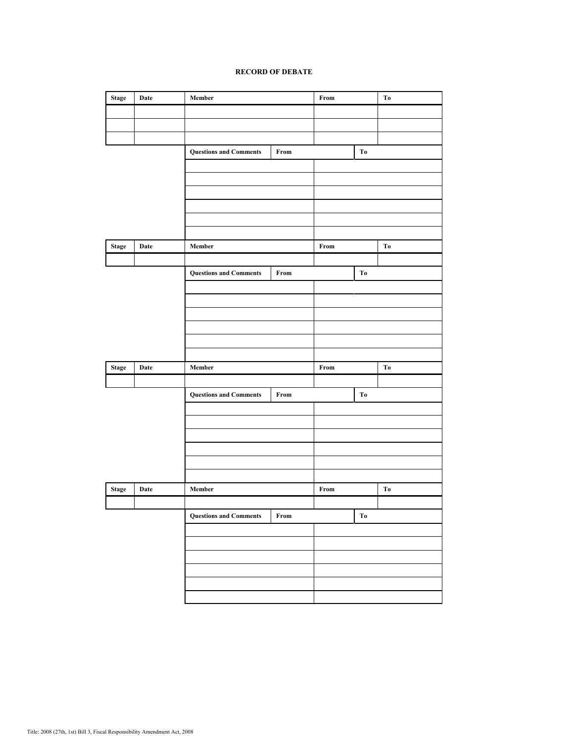**RECORD OF DEBATE**

| Stage | Date | Member | From | To |
| --- | --- | --- | --- | --- |
| | | | | |
| | | | | |
| | | | | |

| Questions and Comments | From | To |
| --- | --- | --- |
| | | |
| | | |
| | | |
| | | |
| | | |
| | | |

| Stage | Date | Member | From | To |
| --- | --- | --- | --- | --- |
| | | | | |

| Questions and Comments | From | To |
| --- | --- | --- |
| | | |
| | | |
| | | |
| | | |
| | | |
| | | |

| Stage | Date | Member | From | To |
| --- | --- | --- | --- | --- |
| | | | | |

| Questions and Comments | From | To |
| --- | --- | --- |
| | | |
| | | |
| | | |
| | | |
| | | |
| | | |

| Stage | Date | Member | From | To |
| --- | --- | --- | --- | --- |
| | | | | |

| Questions and Comments | From | To |
| --- | --- | --- |
| | | |
| | | |
| | | |
| | | |
| | | |
| | | |